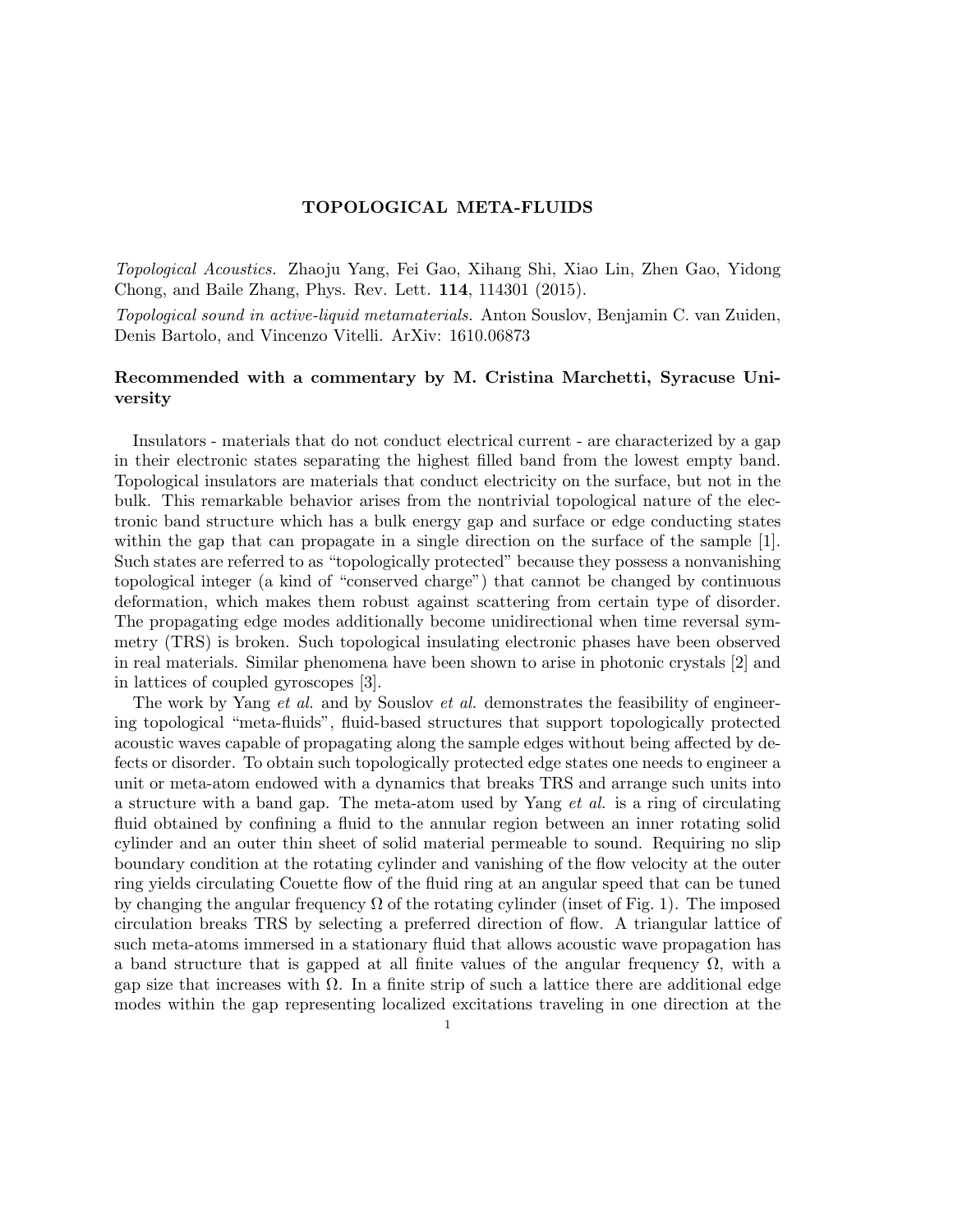# TOPOLOGICAL META-FLUIDS

*Topological Acoustics.* Zhaoju Yang, Fei Gao, Xihang Shi, Xiao Lin, Zhen Gao, Yidong Chong, and Baile Zhang, Phys. Rev. Lett. **114**, 114301 (2015).

*Topological sound in active-liquid metamaterials.* Anton Souslov, Benjamin C. van Zuiden, Denis Bartolo, and Vincenzo Vitelli. ArXiv: 1610.06873

### Recommended with a commentary by M. Cristina Marchetti, Syracuse University

Insulators - materials that do not conduct electrical current - are characterized by a gap in their electronic states separating the highest filled band from the lowest empty band. Topological insulators are materials that conduct electricity on the surface, but not in the bulk. This remarkable behavior arises from the nontrivial topological nature of the electronic band structure which has a bulk energy gap and surface or edge conducting states within the gap that can propagate in a single direction on the surface of the sample [1]. Such states are referred to as "topologically protected" because they possess a nonvanishing topological integer (a kind of "conserved charge") that cannot be changed by continuous deformation, which makes them robust against scattering from certain type of disorder. The propagating edge modes additionally become unidirectional when time reversal symmetry (TRS) is broken. Such topological insulating electronic phases have been observed in real materials. Similar phenomena have been shown to arise in photonic crystals [2] and in lattices of coupled gyroscopes [3].

The work by Yang *et al.* and by Souslov *et al.* demonstrates the feasibility of engineering topological "meta-fluids", fluid-based structures that support topologically protected acoustic waves capable of propagating along the sample edges without being affected by defects or disorder. To obtain such topologically protected edge states one needs to engineer a unit or meta-atom endowed with a dynamics that breaks TRS and arrange such units into a structure with a band gap. The meta-atom used by Yang *et al.* is a ring of circulating fluid obtained by confining a fluid to the annular region between an inner rotating solid cylinder and an outer thin sheet of solid material permeable to sound. Requiring no slip boundary condition at the rotating cylinder and vanishing of the flow velocity at the outer ring yields circulating Couette flow of the fluid ring at an angular speed that can be tuned by changing the angular frequency $\Omega$ of the rotating cylinder (inset of Fig. 1). The imposed circulation breaks TRS by selecting a preferred direction of flow. A triangular lattice of such meta-atoms immersed in a stationary fluid that allows acoustic wave propagation has a band structure that is gapped at all finite values of the angular frequency $\Omega$, with a gap size that increases with $\Omega$. In a finite strip of such a lattice there are additional edge modes within the gap representing localized excitations traveling in one direction at the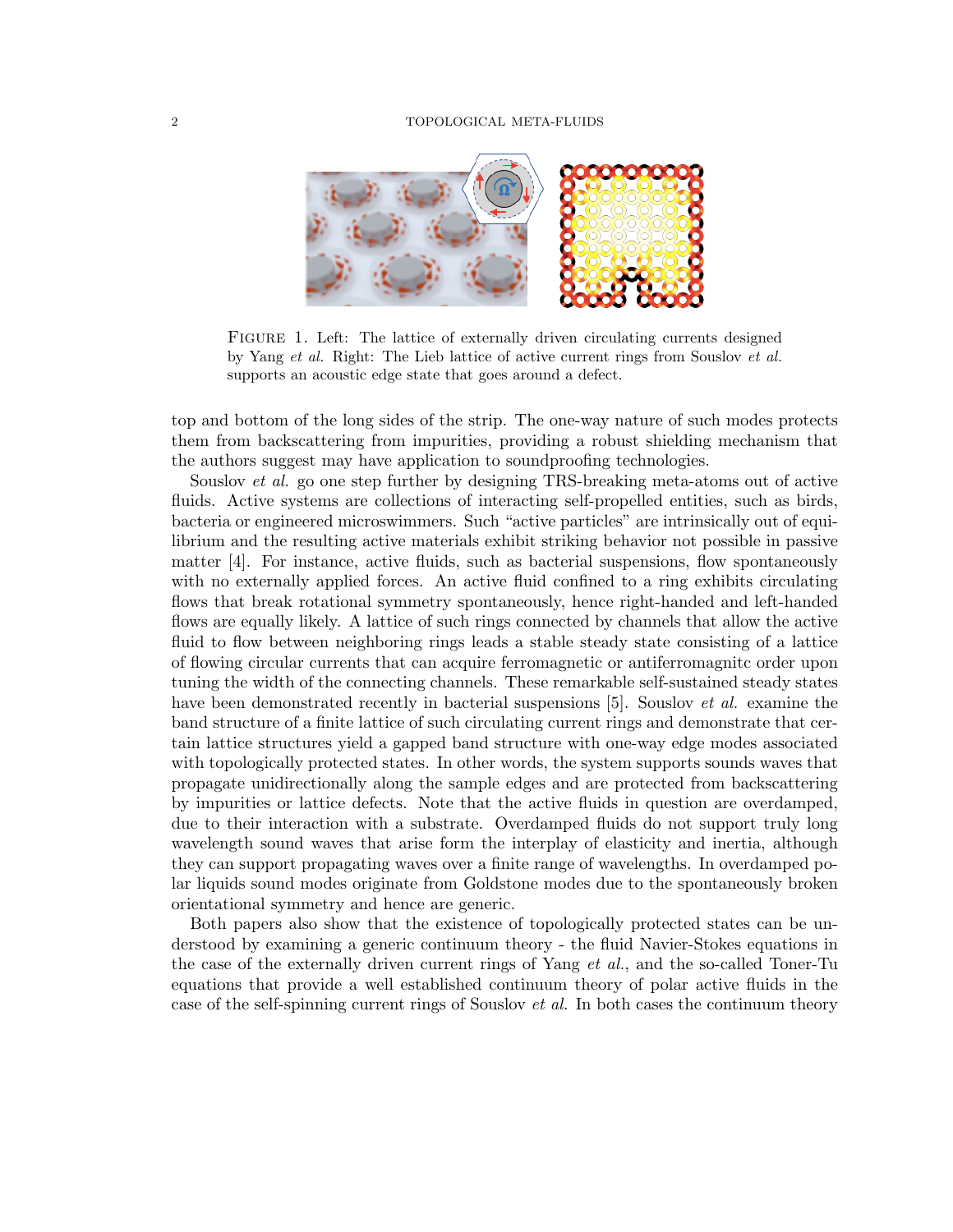FIGURE 1. Left: The lattice of externally driven circulating currents designed by Yang *et al.* Right: The Lieb lattice of active current rings from Souslov *et al.* supports an acoustic edge state that goes around a defect.

top and bottom of the long sides of the strip. The one-way nature of such modes protects them from backscattering from impurities, providing a robust shielding mechanism that the authors suggest may have application to soundproofing technologies.

Souslov *et al.* go one step further by designing TRS-breaking meta-atoms out of active fluids. Active systems are collections of interacting self-propelled entities, such as birds, bacteria or engineered microswimmers. Such "active particles" are intrinsically out of equilibrium and the resulting active materials exhibit striking behavior not possible in passive matter [4]. For instance, active fluids, such as bacterial suspensions, flow spontaneously with no externally applied forces. An active fluid confined to a ring exhibits circulating flows that break rotational symmetry spontaneously, hence right-handed and left-handed flows are equally likely. A lattice of such rings connected by channels that allow the active fluid to flow between neighboring rings leads a stable steady state consisting of a lattice of flowing circular currents that can acquire ferromagnetic or antiferromagnitc order upon tuning the width of the connecting channels. These remarkable self-sustained steady states have been demonstrated recently in bacterial suspensions [5]. Souslov *et al.* examine the band structure of a finite lattice of such circulating current rings and demonstrate that certain lattice structures yield a gapped band structure with one-way edge modes associated with topologically protected states. In other words, the system supports sounds waves that propagate unidirectionally along the sample edges and are protected from backscattering by impurities or lattice defects. Note that the active fluids in question are overdamped, due to their interaction with a substrate. Overdamped fluids do not support truly long wavelength sound waves that arise form the interplay of elasticity and inertia, although they can support propagating waves over a finite range of wavelengths. In overdamped polar liquids sound modes originate from Goldstone modes due to the spontaneously broken orientational symmetry and hence are generic.

Both papers also show that the existence of topologically protected states can be understood by examining a generic continuum theory - the fluid Navier-Stokes equations in the case of the externally driven current rings of Yang *et al.*, and the so-called Toner-Tu equations that provide a well established continuum theory of polar active fluids in the case of the self-spinning current rings of Souslov *et al.* In both cases the continuum theory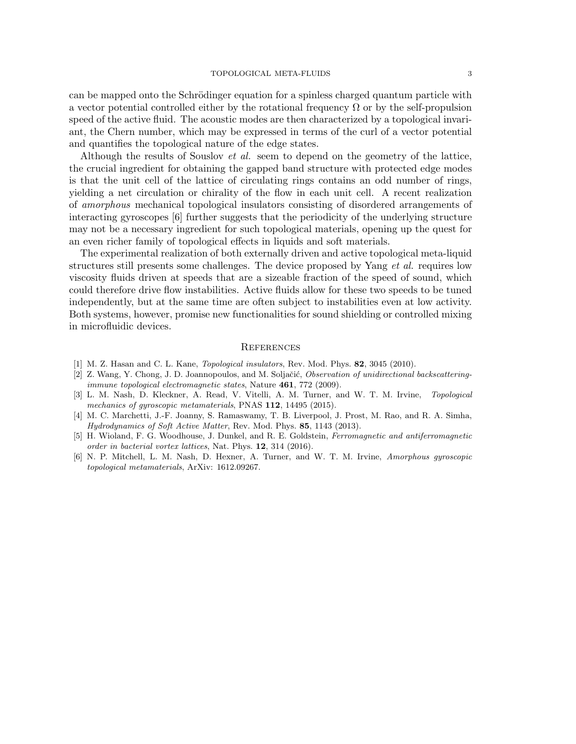can be mapped onto the Schrödinger equation for a spinless charged quantum particle with a vector potential controlled either by the rotational frequency $\Omega$ or by the self-propulsion speed of the active fluid. The acoustic modes are then characterized by a topological invariant, the Chern number, which may be expressed in terms of the curl of a vector potential and quantifies the topological nature of the edge states.

Although the results of Souslov *et al.* seem to depend on the geometry of the lattice, the crucial ingredient for obtaining the gapped band structure with protected edge modes is that the unit cell of the lattice of circulating rings contains an odd number of rings, yielding a net circulation or chirality of the flow in each unit cell. A recent realization of *amorphous* mechanical topological insulators consisting of disordered arrangements of interacting gyroscopes [6] further suggests that the periodicity of the underlying structure may not be a necessary ingredient for such topological materials, opening up the quest for an even richer family of topological effects in liquids and soft materials.

The experimental realization of both externally driven and active topological meta-liquid structures still presents some challenges. The device proposed by Yang *et al.* requires low viscosity fluids driven at speeds that are a sizeable fraction of the speed of sound, which could therefore drive flow instabilities. Active fluids allow for these two speeds to be tuned independently, but at the same time are often subject to instabilities even at low activity. Both systems, however, promise new functionalities for sound shielding or controlled mixing in microfluidic devices.

## References

[1] M. Z. Hasan and C. L. Kane, *Topological insulators*, Rev. Mod. Phys. **82**, 3045 (2010).

[2] Z. Wang, Y. Chong, J. D. Joannopoulos, and M. Soljačić, *Observation of unidirectional backscattering-immune topological electromagnetic states*, Nature **461**, 772 (2009).

[3] L. M. Nash, D. Kleckner, A. Read, V. Vitelli, A. M. Turner, and W. T. M. Irvine, *Topological mechanics of gyroscopic metamaterials*, PNAS **112**, 14495 (2015).

[4] M. C. Marchetti, J.-F. Joanny, S. Ramaswamy, T. B. Liverpool, J. Prost, M. Rao, and R. A. Simha, *Hydrodynamics of Soft Active Matter*, Rev. Mod. Phys. **85**, 1143 (2013).

[5] H. Wioland, F. G. Woodhouse, J. Dunkel, and R. E. Goldstein, *Ferromagnetic and antiferromagnetic order in bacterial vortex lattices*, Nat. Phys. **12**, 314 (2016).

[6] N. P. Mitchell, L. M. Nash, D. Hexner, A. Turner, and W. T. M. Irvine, *Amorphous gyroscopic topological metamaterials*, ArXiv: 1612.09267.